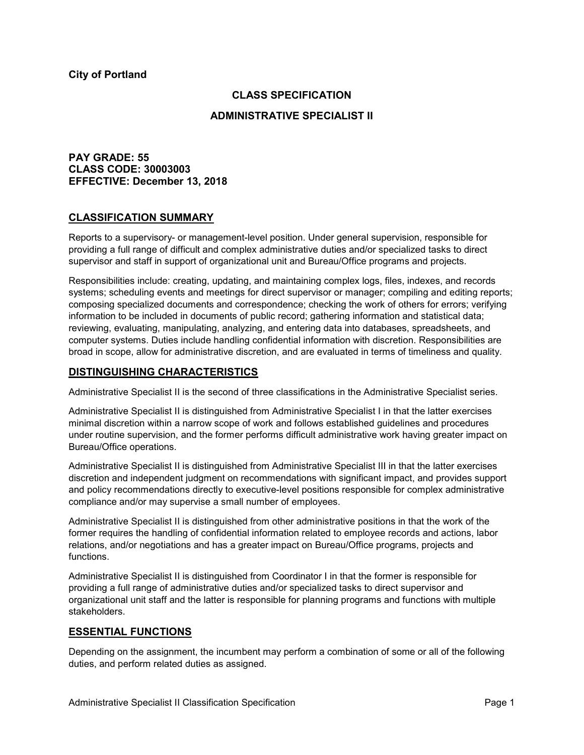**City of Portland**

# CLASS SPECIFICATION

# ADMINISTRATIVE SPECIALIST II

**PAY GRADE: 55**
**CLASS CODE: 30003003**
**EFFECTIVE: December 13, 2018**

## CLASSIFICATION SUMMARY

Reports to a supervisory- or management-level position. Under general supervision, responsible for providing a full range of difficult and complex administrative duties and/or specialized tasks to direct supervisor and staff in support of organizational unit and Bureau/Office programs and projects.

Responsibilities include: creating, updating, and maintaining complex logs, files, indexes, and records systems; scheduling events and meetings for direct supervisor or manager; compiling and editing reports; composing specialized documents and correspondence; checking the work of others for errors; verifying information to be included in documents of public record; gathering information and statistical data; reviewing, evaluating, manipulating, analyzing, and entering data into databases, spreadsheets, and computer systems. Duties include handling confidential information with discretion. Responsibilities are broad in scope, allow for administrative discretion, and are evaluated in terms of timeliness and quality.

## DISTINGUISHING CHARACTERISTICS

Administrative Specialist II is the second of three classifications in the Administrative Specialist series.

Administrative Specialist II is distinguished from Administrative Specialist I in that the latter exercises minimal discretion within a narrow scope of work and follows established guidelines and procedures under routine supervision, and the former performs difficult administrative work having greater impact on Bureau/Office operations.

Administrative Specialist II is distinguished from Administrative Specialist III in that the latter exercises discretion and independent judgment on recommendations with significant impact, and provides support and policy recommendations directly to executive-level positions responsible for complex administrative compliance and/or may supervise a small number of employees.

Administrative Specialist II is distinguished from other administrative positions in that the work of the former requires the handling of confidential information related to employee records and actions, labor relations, and/or negotiations and has a greater impact on Bureau/Office programs, projects and functions.

Administrative Specialist II is distinguished from Coordinator I in that the former is responsible for providing a full range of administrative duties and/or specialized tasks to direct supervisor and organizational unit staff and the latter is responsible for planning programs and functions with multiple stakeholders.

## ESSENTIAL FUNCTIONS

Depending on the assignment, the incumbent may perform a combination of some or all of the following duties, and perform related duties as assigned.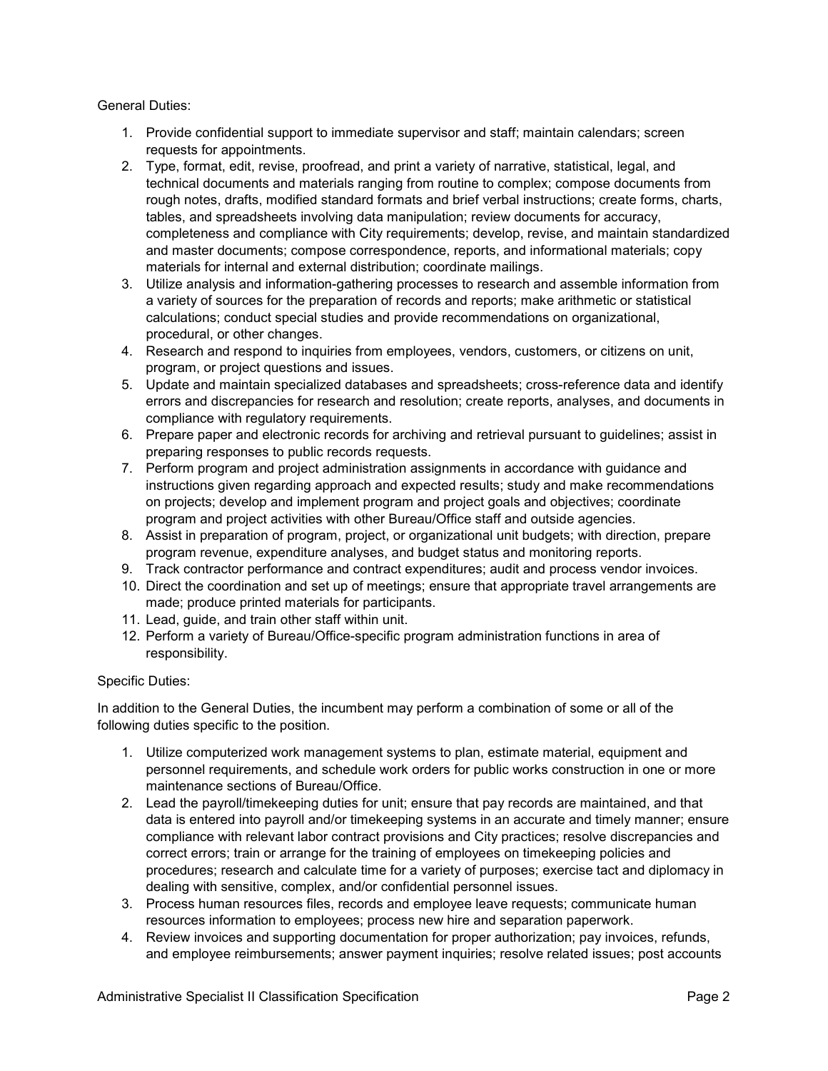General Duties:

1. Provide confidential support to immediate supervisor and staff; maintain calendars; screen requests for appointments.
2. Type, format, edit, revise, proofread, and print a variety of narrative, statistical, legal, and technical documents and materials ranging from routine to complex; compose documents from rough notes, drafts, modified standard formats and brief verbal instructions; create forms, charts, tables, and spreadsheets involving data manipulation; review documents for accuracy, completeness and compliance with City requirements; develop, revise, and maintain standardized and master documents; compose correspondence, reports, and informational materials; copy materials for internal and external distribution; coordinate mailings.
3. Utilize analysis and information-gathering processes to research and assemble information from a variety of sources for the preparation of records and reports; make arithmetic or statistical calculations; conduct special studies and provide recommendations on organizational, procedural, or other changes.
4. Research and respond to inquiries from employees, vendors, customers, or citizens on unit, program, or project questions and issues.
5. Update and maintain specialized databases and spreadsheets; cross-reference data and identify errors and discrepancies for research and resolution; create reports, analyses, and documents in compliance with regulatory requirements.
6. Prepare paper and electronic records for archiving and retrieval pursuant to guidelines; assist in preparing responses to public records requests.
7. Perform program and project administration assignments in accordance with guidance and instructions given regarding approach and expected results; study and make recommendations on projects; develop and implement program and project goals and objectives; coordinate program and project activities with other Bureau/Office staff and outside agencies.
8. Assist in preparation of program, project, or organizational unit budgets; with direction, prepare program revenue, expenditure analyses, and budget status and monitoring reports.
9. Track contractor performance and contract expenditures; audit and process vendor invoices.
10. Direct the coordination and set up of meetings; ensure that appropriate travel arrangements are made; produce printed materials for participants.
11. Lead, guide, and train other staff within unit.
12. Perform a variety of Bureau/Office-specific program administration functions in area of responsibility.

Specific Duties:

In addition to the General Duties, the incumbent may perform a combination of some or all of the following duties specific to the position.

1. Utilize computerized work management systems to plan, estimate material, equipment and personnel requirements, and schedule work orders for public works construction in one or more maintenance sections of Bureau/Office.
2. Lead the payroll/timekeeping duties for unit; ensure that pay records are maintained, and that data is entered into payroll and/or timekeeping systems in an accurate and timely manner; ensure compliance with relevant labor contract provisions and City practices; resolve discrepancies and correct errors; train or arrange for the training of employees on timekeeping policies and procedures; research and calculate time for a variety of purposes; exercise tact and diplomacy in dealing with sensitive, complex, and/or confidential personnel issues.
3. Process human resources files, records and employee leave requests; communicate human resources information to employees; process new hire and separation paperwork.
4. Review invoices and supporting documentation for proper authorization; pay invoices, refunds, and employee reimbursements; answer payment inquiries; resolve related issues; post accounts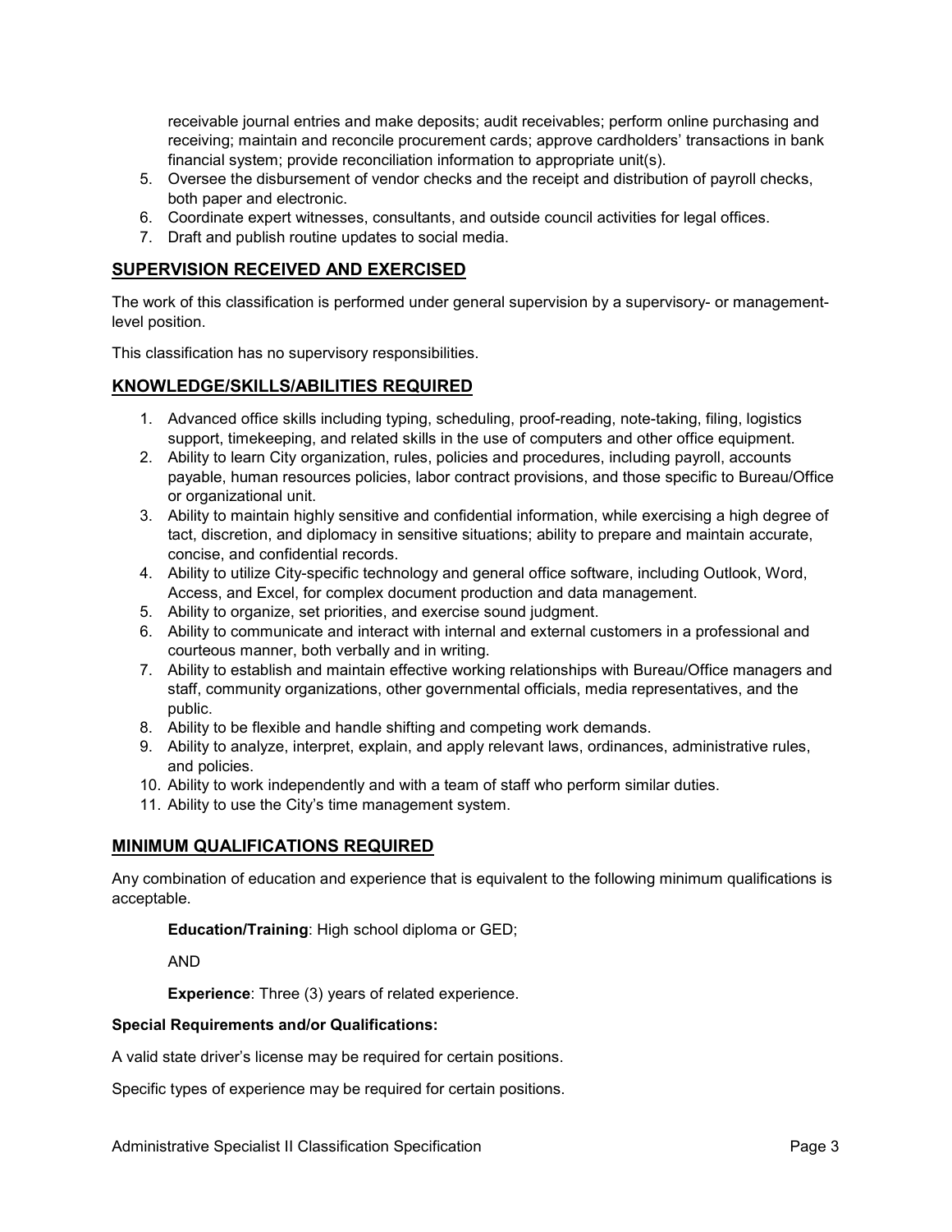receivable journal entries and make deposits; audit receivables; perform online purchasing and receiving; maintain and reconcile procurement cards; approve cardholders' transactions in bank financial system; provide reconciliation information to appropriate unit(s).

5. Oversee the disbursement of vendor checks and the receipt and distribution of payroll checks, both paper and electronic.
6. Coordinate expert witnesses, consultants, and outside council activities for legal offices.
7. Draft and publish routine updates to social media.

## SUPERVISION RECEIVED AND EXERCISED

The work of this classification is performed under general supervision by a supervisory- or management-level position.

This classification has no supervisory responsibilities.

## KNOWLEDGE/SKILLS/ABILITIES REQUIRED

1. Advanced office skills including typing, scheduling, proof-reading, note-taking, filing, logistics support, timekeeping, and related skills in the use of computers and other office equipment.
2. Ability to learn City organization, rules, policies and procedures, including payroll, accounts payable, human resources policies, labor contract provisions, and those specific to Bureau/Office or organizational unit.
3. Ability to maintain highly sensitive and confidential information, while exercising a high degree of tact, discretion, and diplomacy in sensitive situations; ability to prepare and maintain accurate, concise, and confidential records.
4. Ability to utilize City-specific technology and general office software, including Outlook, Word, Access, and Excel, for complex document production and data management.
5. Ability to organize, set priorities, and exercise sound judgment.
6. Ability to communicate and interact with internal and external customers in a professional and courteous manner, both verbally and in writing.
7. Ability to establish and maintain effective working relationships with Bureau/Office managers and staff, community organizations, other governmental officials, media representatives, and the public.
8. Ability to be flexible and handle shifting and competing work demands.
9. Ability to analyze, interpret, explain, and apply relevant laws, ordinances, administrative rules, and policies.
10. Ability to work independently and with a team of staff who perform similar duties.
11. Ability to use the City's time management system.

## MINIMUM QUALIFICATIONS REQUIRED

Any combination of education and experience that is equivalent to the following minimum qualifications is acceptable.

**Education/Training**: High school diploma or GED;

AND

**Experience**: Three (3) years of related experience.

**Special Requirements and/or Qualifications:**

A valid state driver's license may be required for certain positions.

Specific types of experience may be required for certain positions.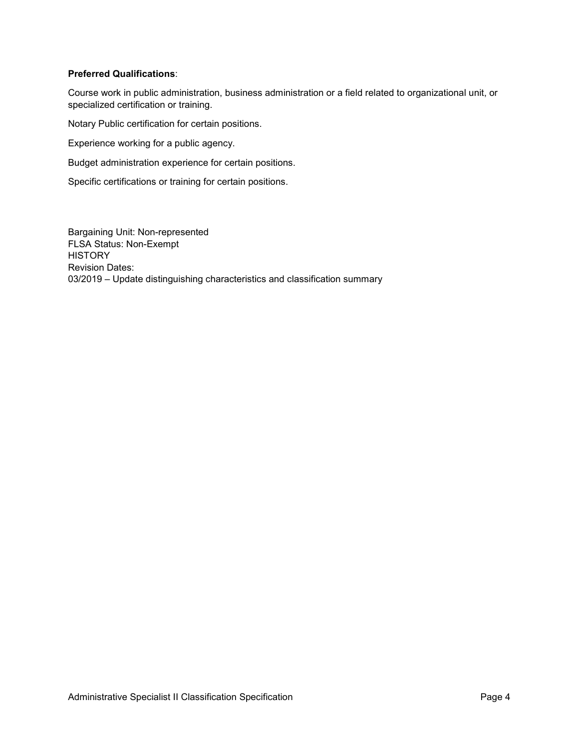**Preferred Qualifications**:

Course work in public administration, business administration or a field related to organizational unit, or specialized certification or training.

Notary Public certification for certain positions.

Experience working for a public agency.

Budget administration experience for certain positions.

Specific certifications or training for certain positions.

Bargaining Unit: Non-represented
FLSA Status: Non-Exempt
HISTORY
Revision Dates:
03/2019 – Update distinguishing characteristics and classification summary